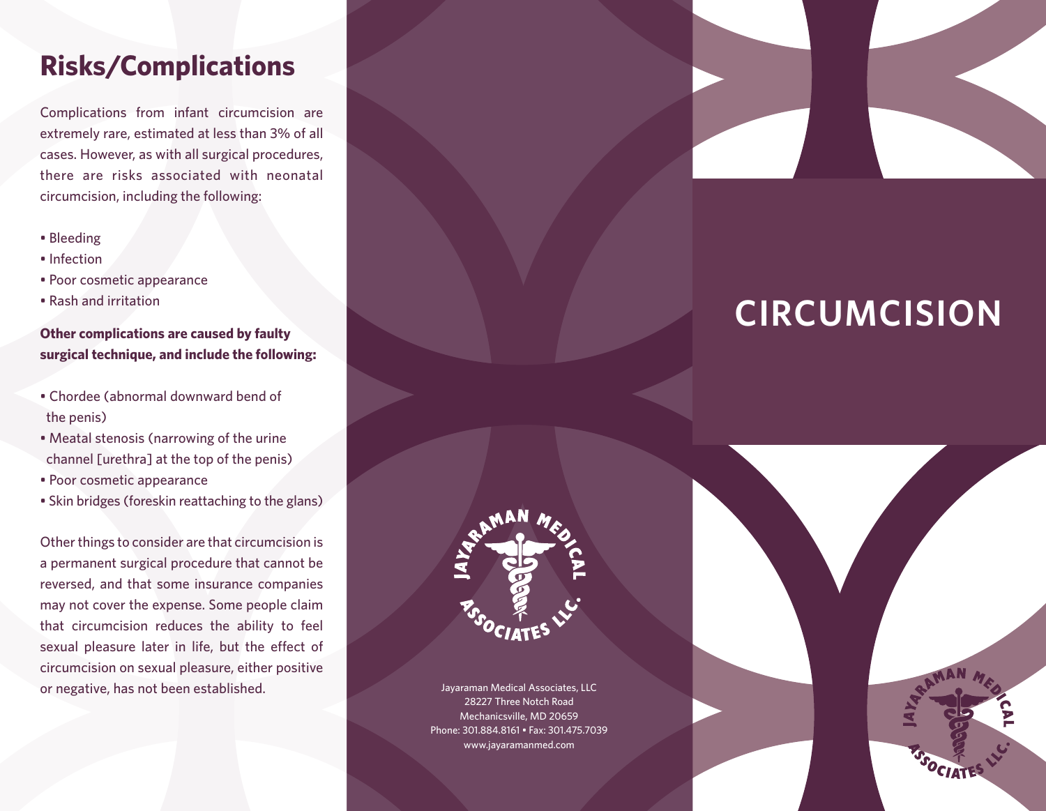## Risks/Complications

Complications from infant circumcision are extremely rare, estimated at less than 3% of all cases. However, as with all surgical procedures, there are risks associated with neonatal circumcision, including the following:

- Bleeding
- Infection
- Poor cosmetic appearance
- Rash and irritation

**Other complications are caused by faulty surgical technique, and include the following:**

- Chordee (abnormal downward bend of the penis)
- Meatal stenosis (narrowing of the urine channel [urethra] at the top of the penis)
- Poor cosmetic appearance
- Skin bridges (foreskin reattaching to the glans)

Other things to consider are that circumcision is a permanent surgical procedure that cannot be reversed, and that some insurance companies may not cover the expense. Some people claim that circumcision reduces the ability to feel sexual pleasure later in life, but the effect of circumcision on sexual pleasure, either positive or negative, has not been established.

JAYARAMAN MEDICAL ASSOCIATES LLC.

Jayaraman Medical Associates, LLC
28227 Three Notch Road
Mechanicsville, MD 20659
Phone: 301.884.8161 • Fax: 301.475.7039
www.jayaramanmed.com

# CIRCUMCISION

JAYARAMAN MEDICAL ASSOCIATES LLC.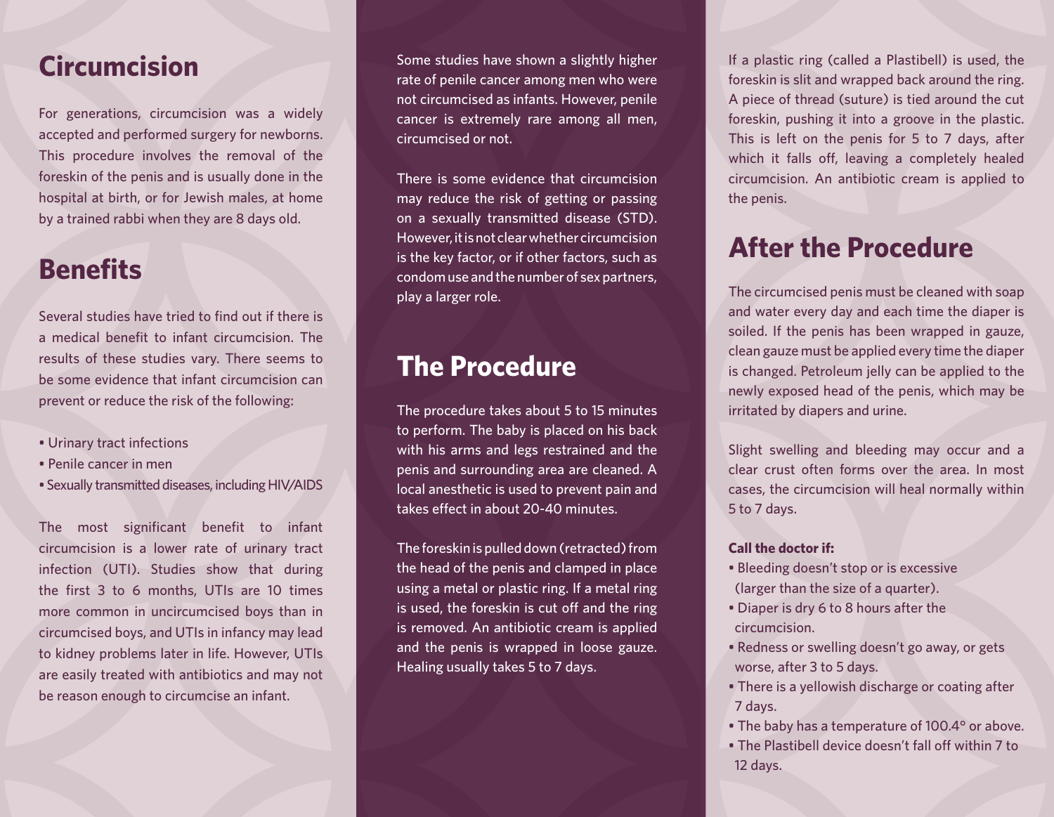## Circumcision

For generations, circumcision was a widely accepted and performed surgery for newborns. This procedure involves the removal of the foreskin of the penis and is usually done in the hospital at birth, or for Jewish males, at home by a trained rabbi when they are 8 days old.

## Benefits

Several studies have tried to find out if there is a medical benefit to infant circumcision. The results of these studies vary. There seems to be some evidence that infant circumcision can prevent or reduce the risk of the following:

- Urinary tract infections
- Penile cancer in men
- Sexually transmitted diseases, including HIV/AIDS

The most significant benefit to infant circumcision is a lower rate of urinary tract infection (UTI). Studies show that during the first 3 to 6 months, UTIs are 10 times more common in uncircumcised boys than in circumcised boys, and UTIs in infancy may lead to kidney problems later in life. However, UTIs are easily treated with antibiotics and may not be reason enough to circumcise an infant.

Some studies have shown a slightly higher rate of penile cancer among men who were not circumcised as infants. However, penile cancer is extremely rare among all men, circumcised or not.

There is some evidence that circumcision may reduce the risk of getting or passing on a sexually transmitted disease (STD). However, it is not clear whether circumcision is the key factor, or if other factors, such as condom use and the number of sex partners, play a larger role.

## The Procedure

The procedure takes about 5 to 15 minutes to perform. The baby is placed on his back with his arms and legs restrained and the penis and surrounding area are cleaned. A local anesthetic is used to prevent pain and takes effect in about 20-40 minutes.

The foreskin is pulled down (retracted) from the head of the penis and clamped in place using a metal or plastic ring. If a metal ring is used, the foreskin is cut off and the ring is removed. An antibiotic cream is applied and the penis is wrapped in loose gauze. Healing usually takes 5 to 7 days.

If a plastic ring (called a Plastibell) is used, the foreskin is slit and wrapped back around the ring. A piece of thread (suture) is tied around the cut foreskin, pushing it into a groove in the plastic. This is left on the penis for 5 to 7 days, after which it falls off, leaving a completely healed circumcision. An antibiotic cream is applied to the penis.

## After the Procedure

The circumcised penis must be cleaned with soap and water every day and each time the diaper is soiled. If the penis has been wrapped in gauze, clean gauze must be applied every time the diaper is changed. Petroleum jelly can be applied to the newly exposed head of the penis, which may be irritated by diapers and urine.

Slight swelling and bleeding may occur and a clear crust often forms over the area. In most cases, the circumcision will heal normally within 5 to 7 days.

**Call the doctor if:**

- Bleeding doesn't stop or is excessive (larger than the size of a quarter).
- Diaper is dry 6 to 8 hours after the circumcision.
- Redness or swelling doesn't go away, or gets worse, after 3 to 5 days.
- There is a yellowish discharge or coating after 7 days.
- The baby has a temperature of 100.4° or above.
- The Plastibell device doesn't fall off within 7 to 12 days.